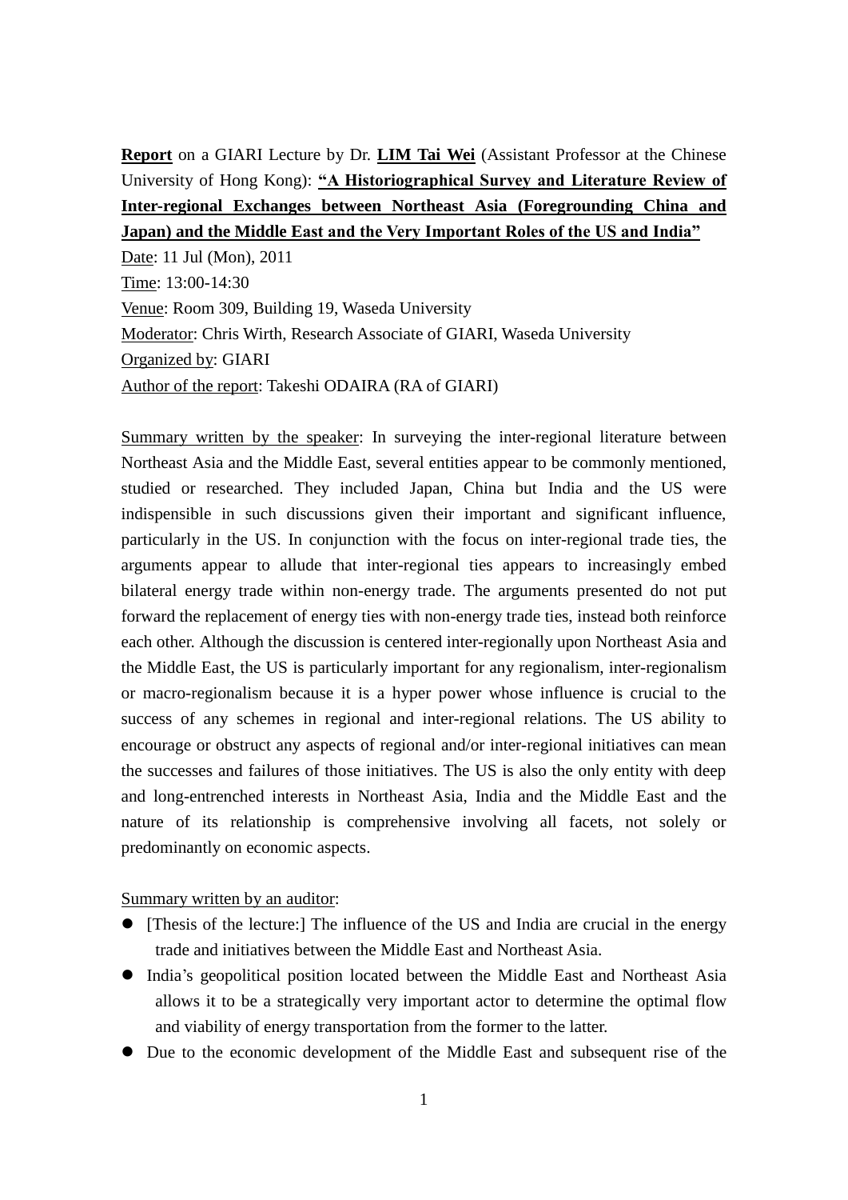**<u>Report</u>** on a GIARI Lecture by Dr. **<u>LIM Tai Wei</u>** (Assistant Professor at the Chinese University of Hong Kong): **<u>"A Historiographical Survey and Literature Review of Inter-regional Exchanges between Northeast Asia (Foregrounding China and Japan) and the Middle East and the Very Important Roles of the US and India"</u>**

<u>Date</u>: 11 Jul (Mon), 2011

<u>Time</u>: 13:00-14:30

<u>Venue</u>: Room 309, Building 19, Waseda University

<u>Moderator</u>: Chris Wirth, Research Associate of GIARI, Waseda University

<u>Organized by</u>: GIARI

<u>Author of the report</u>: Takeshi ODAIRA (RA of GIARI)

<u>Summary written by the speaker</u>: In surveying the inter-regional literature between Northeast Asia and the Middle East, several entities appear to be commonly mentioned, studied or researched. They included Japan, China but India and the US were indispensible in such discussions given their important and significant influence, particularly in the US. In conjunction with the focus on inter-regional trade ties, the arguments appear to allude that inter-regional ties appears to increasingly embed bilateral energy trade within non-energy trade. The arguments presented do not put forward the replacement of energy ties with non-energy trade ties, instead both reinforce each other. Although the discussion is centered inter-regionally upon Northeast Asia and the Middle East, the US is particularly important for any regionalism, inter-regionalism or macro-regionalism because it is a hyper power whose influence is crucial to the success of any schemes in regional and inter-regional relations. The US ability to encourage or obstruct any aspects of regional and/or inter-regional initiatives can mean the successes and failures of those initiatives. The US is also the only entity with deep and long-entrenched interests in Northeast Asia, India and the Middle East and the nature of its relationship is comprehensive involving all facets, not solely or predominantly on economic aspects.

<u>Summary written by an auditor</u>:

- [Thesis of the lecture:] The influence of the US and India are crucial in the energy trade and initiatives between the Middle East and Northeast Asia.
- India's geopolitical position located between the Middle East and Northeast Asia allows it to be a strategically very important actor to determine the optimal flow and viability of energy transportation from the former to the latter.
- Due to the economic development of the Middle East and subsequent rise of the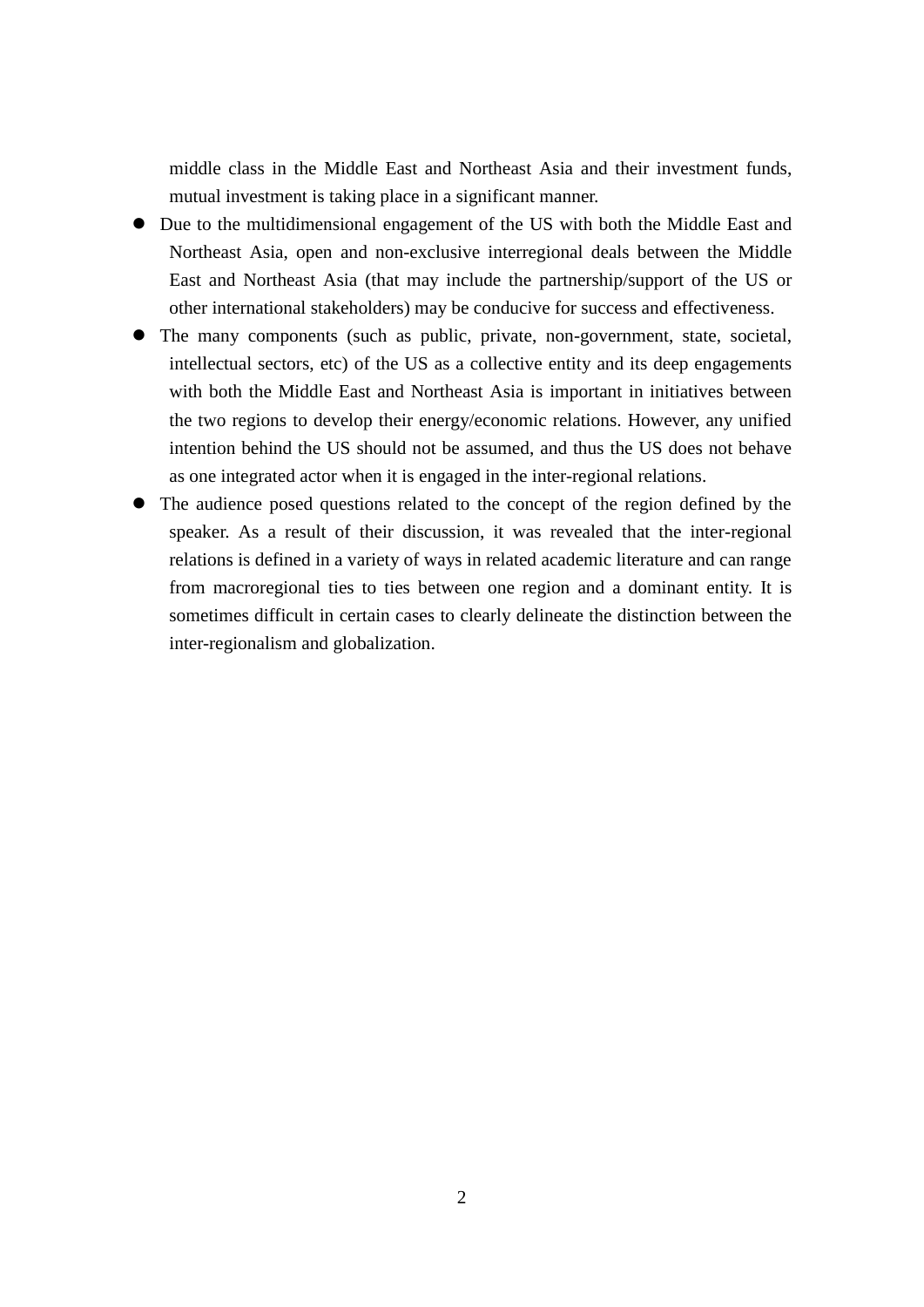middle class in the Middle East and Northeast Asia and their investment funds, mutual investment is taking place in a significant manner.

- Due to the multidimensional engagement of the US with both the Middle East and Northeast Asia, open and non-exclusive interregional deals between the Middle East and Northeast Asia (that may include the partnership/support of the US or other international stakeholders) may be conducive for success and effectiveness.
- The many components (such as public, private, non-government, state, societal, intellectual sectors, etc) of the US as a collective entity and its deep engagements with both the Middle East and Northeast Asia is important in initiatives between the two regions to develop their energy/economic relations. However, any unified intention behind the US should not be assumed, and thus the US does not behave as one integrated actor when it is engaged in the inter-regional relations.
- The audience posed questions related to the concept of the region defined by the speaker. As a result of their discussion, it was revealed that the inter-regional relations is defined in a variety of ways in related academic literature and can range from macroregional ties to ties between one region and a dominant entity. It is sometimes difficult in certain cases to clearly delineate the distinction between the inter-regionalism and globalization.